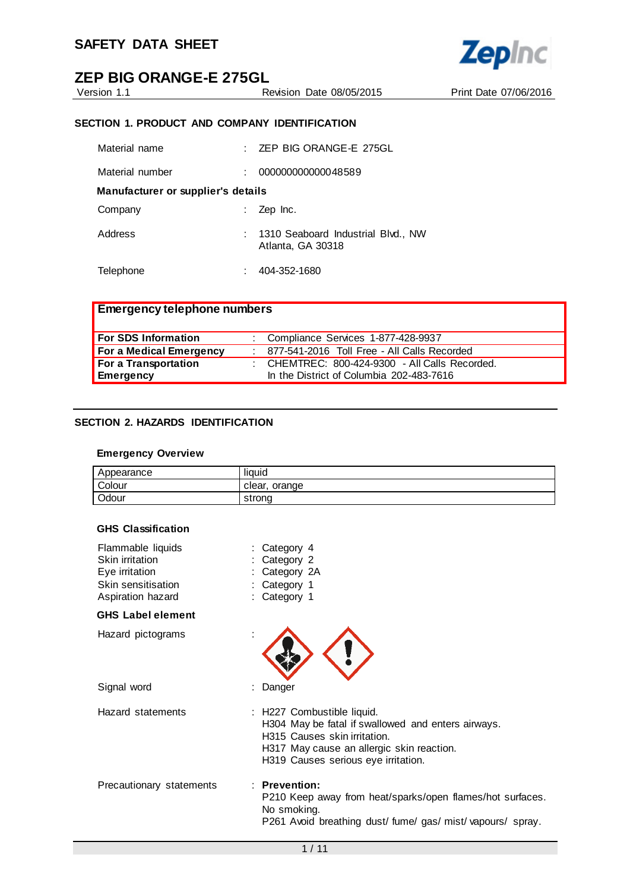# SAFETY DATA SHEET

# ZEP BIG ORANGE-E 275GL

Version 1.1 Revision Date 08/05/2015 Print Date 07/06/2016

## SECTION 1. PRODUCT AND COMPANY IDENTIFICATION

Material name : ZEP BIG ORANGE-E 275GL

Material number : 000000000000048589

**Manufacturer or supplier's details**

Company : Zep Inc.

Address : 1310 Seaboard Industrial Blvd., NW
Atlanta, GA 30318

Telephone : 404-352-1680

| **Emergency telephone numbers** | | |
|---|---|---|
| **For SDS Information** | : | Compliance Services 1-877-428-9937 |
| **For a Medical Emergency** | : | 877-541-2016 Toll Free - All Calls Recorded |
| **For a Transportation Emergency** | : | CHEMTREC: 800-424-9300 - All Calls Recorded. In the District of Columbia 202-483-7616 |

## SECTION 2. HAZARDS IDENTIFICATION

**Emergency Overview**

| Appearance | liquid |
|---|---|
| Colour | clear, orange |
| Odour | strong |

**GHS Classification**

Flammable liquids : Category 4
Skin irritation : Category 2
Eye irritation : Category 2A
Skin sensitisation : Category 1
Aspiration hazard : Category 1

**GHS Label element**

Hazard pictograms :

Signal word : Danger

Hazard statements : H227 Combustible liquid.
H304 May be fatal if swallowed and enters airways.
H315 Causes skin irritation.
H317 May cause an allergic skin reaction.
H319 Causes serious eye irritation.

Precautionary statements : **Prevention:**
P210 Keep away from heat/sparks/open flames/hot surfaces. No smoking.
P261 Avoid breathing dust/ fume/ gas/ mist/ vapours/ spray.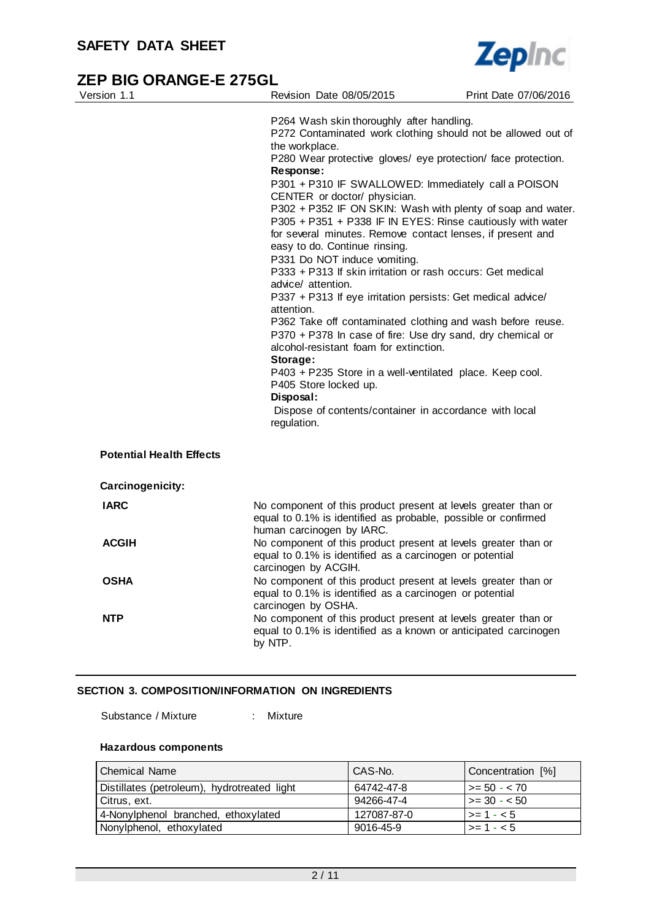P264 Wash skin thoroughly after handling.
P272 Contaminated work clothing should not be allowed out of the workplace.
P280 Wear protective gloves/ eye protection/ face protection.

**Response:**

P301 + P310 IF SWALLOWED: Immediately call a POISON CENTER or doctor/ physician.
P302 + P352 IF ON SKIN: Wash with plenty of soap and water.
P305 + P351 + P338 IF IN EYES: Rinse cautiously with water for several minutes. Remove contact lenses, if present and easy to do. Continue rinsing.
P331 Do NOT induce vomiting.
P333 + P313 If skin irritation or rash occurs: Get medical advice/ attention.
P337 + P313 If eye irritation persists: Get medical advice/ attention.
P362 Take off contaminated clothing and wash before reuse.
P370 + P378 In case of fire: Use dry sand, dry chemical or alcohol-resistant foam for extinction.

**Storage:**

P403 + P235 Store in a well-ventilated place. Keep cool.
P405 Store locked up.

**Disposal:**

Dispose of contents/container in accordance with local regulation.

**Potential Health Effects**

**Carcinogenicity:**

**IARC** No component of this product present at levels greater than or equal to 0.1% is identified as probable, possible or confirmed human carcinogen by IARC.

**ACGIH** No component of this product present at levels greater than or equal to 0.1% is identified as a carcinogen or potential carcinogen by ACGIH.

**OSHA** No component of this product present at levels greater than or equal to 0.1% is identified as a carcinogen or potential carcinogen by OSHA.

**NTP** No component of this product present at levels greater than or equal to 0.1% is identified as a known or anticipated carcinogen by NTP.

## SECTION 3. COMPOSITION/INFORMATION ON INGREDIENTS

Substance / Mixture : Mixture

**Hazardous components**

| Chemical Name | CAS-No. | Concentration [%] |
|---|---|---|
| Distillates (petroleum), hydrotreated light | 64742-47-8 | >= 50 - < 70 |
| Citrus, ext. | 94266-47-4 | >= 30 - < 50 |
| 4-Nonylphenol branched, ethoxylated | 127087-87-0 | >= 1 - < 5 |
| Nonylphenol, ethoxylated | 9016-45-9 | >= 1 - < 5 |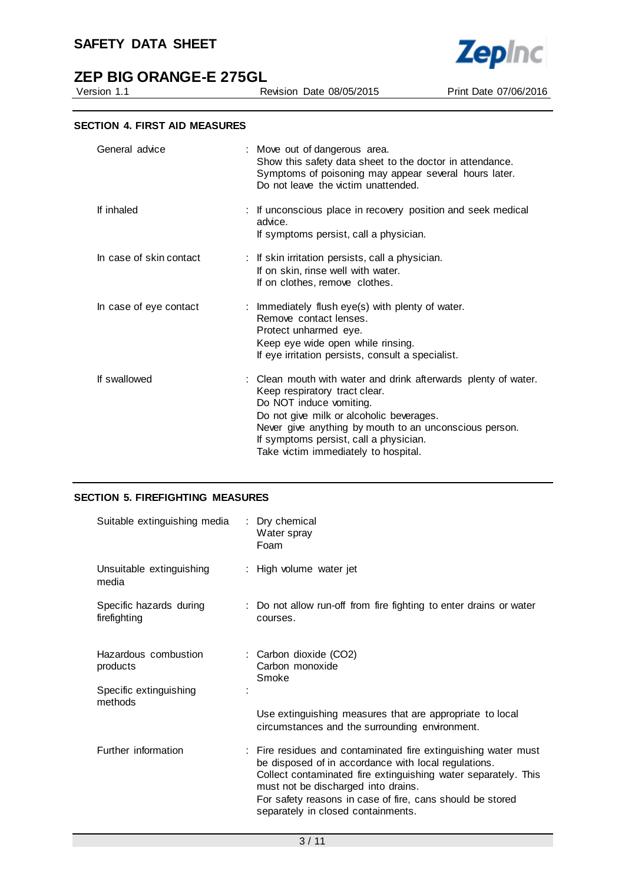## SECTION 4. FIRST AID MEASURES

| | |
|---|---|
| General advice | Move out of dangerous area.<br>Show this safety data sheet to the doctor in attendance.<br>Symptoms of poisoning may appear several hours later.<br>Do not leave the victim unattended. |
| If inhaled | If unconscious place in recovery position and seek medical advice.<br>If symptoms persist, call a physician. |
| In case of skin contact | If skin irritation persists, call a physician.<br>If on skin, rinse well with water.<br>If on clothes, remove clothes. |
| In case of eye contact | Immediately flush eye(s) with plenty of water.<br>Remove contact lenses.<br>Protect unharmed eye.<br>Keep eye wide open while rinsing.<br>If eye irritation persists, consult a specialist. |
| If swallowed | Clean mouth with water and drink afterwards plenty of water.<br>Keep respiratory tract clear.<br>Do NOT induce vomiting.<br>Do not give milk or alcoholic beverages.<br>Never give anything by mouth to an unconscious person.<br>If symptoms persist, call a physician.<br>Take victim immediately to hospital. |

## SECTION 5. FIREFIGHTING MEASURES

| | |
|---|---|
| Suitable extinguishing media | Dry chemical<br>Water spray<br>Foam |
| Unsuitable extinguishing media | High volume water jet |
| Specific hazards during firefighting | Do not allow run-off from fire fighting to enter drains or water courses. |
| Hazardous combustion products | Carbon dioxide ($CO_2$)<br>Carbon monoxide<br>Smoke |
| Specific extinguishing methods | Use extinguishing measures that are appropriate to local circumstances and the surrounding environment. |
| Further information | Fire residues and contaminated fire extinguishing water must be disposed of in accordance with local regulations.<br>Collect contaminated fire extinguishing water separately. This must not be discharged into drains.<br>For safety reasons in case of fire, cans should be stored separately in closed containments. |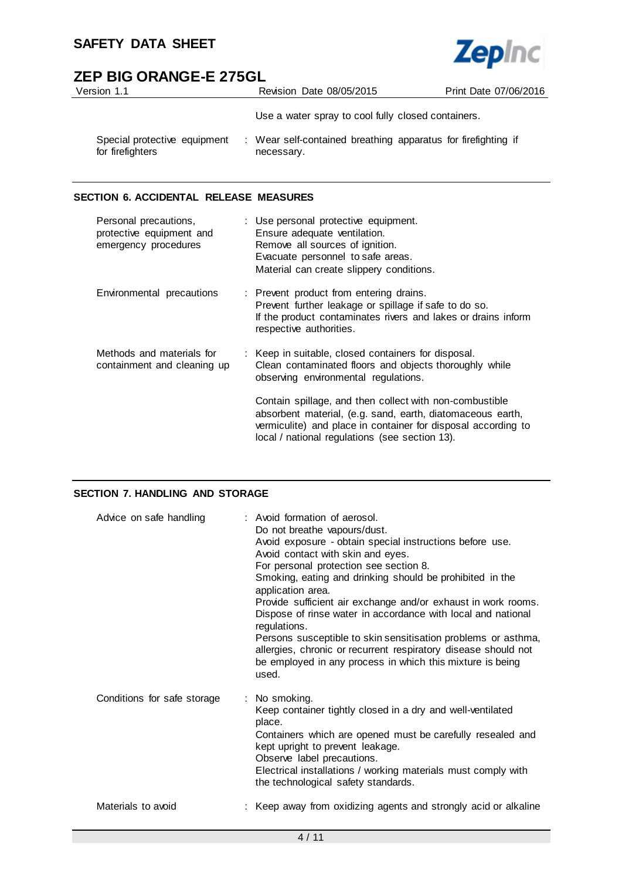| | |
|---|---|
| | Use a water spray to cool fully closed containers. |
| Special protective equipment for firefighters | : Wear self-contained breathing apparatus for firefighting if necessary. |

## SECTION 6. ACCIDENTAL RELEASE MEASURES

| | |
|---|---|
| Personal precautions, protective equipment and emergency procedures | : Use personal protective equipment.<br>Ensure adequate ventilation.<br>Remove all sources of ignition.<br>Evacuate personnel to safe areas.<br>Material can create slippery conditions. |
| Environmental precautions | : Prevent product from entering drains.<br>Prevent further leakage or spillage if safe to do so.<br>If the product contaminates rivers and lakes or drains inform respective authorities. |
| Methods and materials for containment and cleaning up | : Keep in suitable, closed containers for disposal.<br>Clean contaminated floors and objects thoroughly while observing environmental regulations.<br><br>Contain spillage, and then collect with non-combustible absorbent material, (e.g. sand, earth, diatomaceous earth, vermiculite) and place in container for disposal according to local / national regulations (see section 13). |

## SECTION 7. HANDLING AND STORAGE

| | |
|---|---|
| Advice on safe handling | : Avoid formation of aerosol.<br>Do not breathe vapours/dust.<br>Avoid exposure - obtain special instructions before use.<br>Avoid contact with skin and eyes.<br>For personal protection see section 8.<br>Smoking, eating and drinking should be prohibited in the application area.<br>Provide sufficient air exchange and/or exhaust in work rooms.<br>Dispose of rinse water in accordance with local and national regulations.<br>Persons susceptible to skin sensitisation problems or asthma, allergies, chronic or recurrent respiratory disease should not be employed in any process in which this mixture is being used. |
| Conditions for safe storage | : No smoking.<br>Keep container tightly closed in a dry and well-ventilated place.<br>Containers which are opened must be carefully resealed and kept upright to prevent leakage.<br>Observe label precautions.<br>Electrical installations / working materials must comply with the technological safety standards. |
| Materials to avoid | : Keep away from oxidizing agents and strongly acid or alkaline |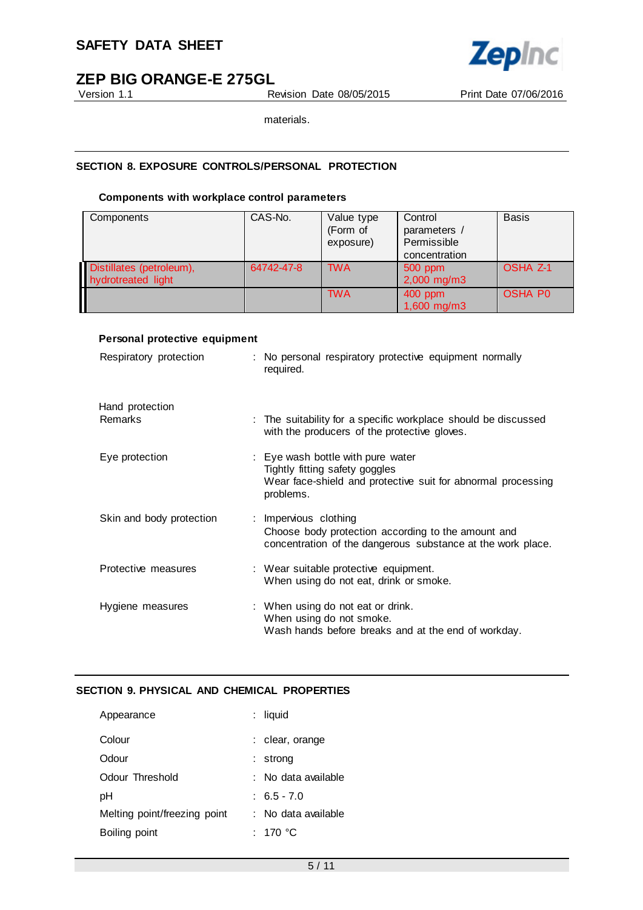materials.

## SECTION 8. EXPOSURE CONTROLS/PERSONAL PROTECTION

### Components with workplace control parameters

| Components | CAS-No. | Value type (Form of exposure) | Control parameters / Permissible concentration | Basis |
|---|---|---|---|---|
| Distillates (petroleum), hydrotreated light | 64742-47-8 | TWA | 500 ppm<br>2,000 mg/m3 | OSHA Z-1 |
| | | TWA | 400 ppm<br>1,600 mg/m3 | OSHA P0 |

### Personal protective equipment

Respiratory protection : No personal respiratory protective equipment normally required.

Hand protection

Remarks : The suitability for a specific workplace should be discussed with the producers of the protective gloves.

Eye protection : Eye wash bottle with pure water
Tightly fitting safety goggles
Wear face-shield and protective suit for abnormal processing problems.

Skin and body protection : Impervious clothing
Choose body protection according to the amount and concentration of the dangerous substance at the work place.

Protective measures : Wear suitable protective equipment.
When using do not eat, drink or smoke.

Hygiene measures : When using do not eat or drink.
When using do not smoke.
Wash hands before breaks and at the end of workday.

## SECTION 9. PHYSICAL AND CHEMICAL PROPERTIES

Appearance : liquid

Colour : clear, orange

Odour : strong

Odour Threshold : No data available

pH : 6.5 - 7.0

Melting point/freezing point : No data available

Boiling point : 170 °C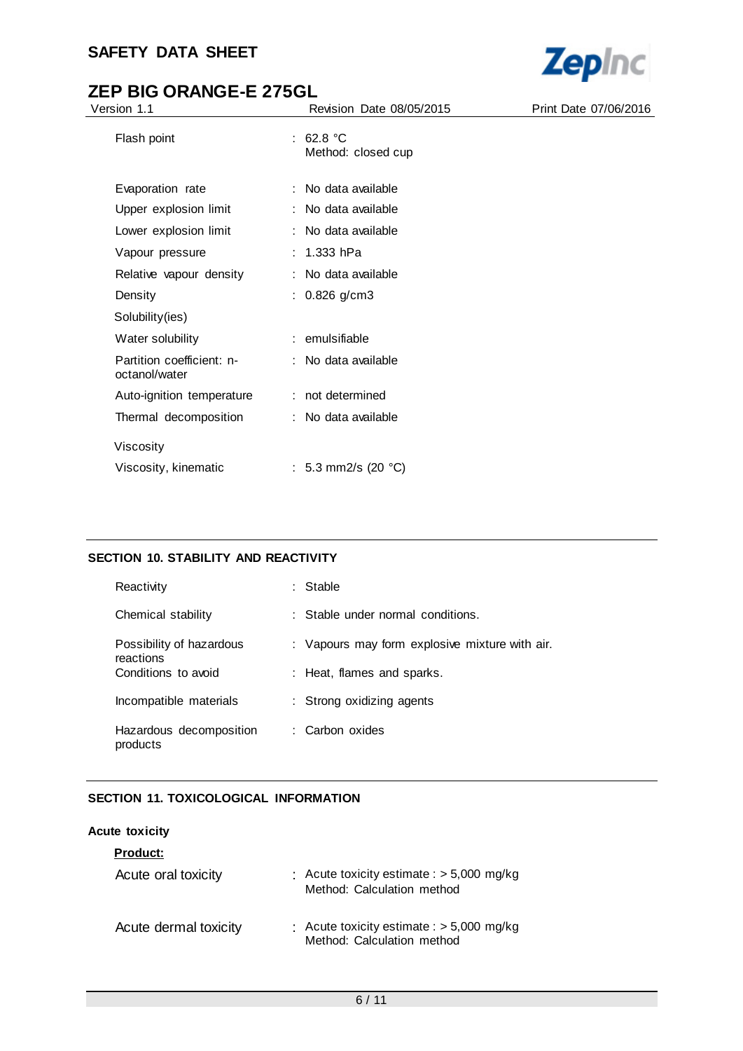| | | |
|---|---|---|
| Flash point | : | 62.8 °C<br>Method: closed cup |
| Evaporation rate | : | No data available |
| Upper explosion limit | : | No data available |
| Lower explosion limit | : | No data available |
| Vapour pressure | : | 1.333 hPa |
| Relative vapour density | : | No data available |
| Density | : | 0.826 g/cm3 |
| Solubility(ies) | | |
| Water solubility | : | emulsifiable |
| Partition coefficient: n-octanol/water | : | No data available |
| Auto-ignition temperature | : | not determined |
| Thermal decomposition | : | No data available |
| Viscosity | | |
| Viscosity, kinematic | : | 5.3 mm2/s (20 °C) |

## SECTION 10. STABILITY AND REACTIVITY

| | | |
|---|---|---|
| Reactivity | : | Stable |
| Chemical stability | : | Stable under normal conditions. |
| Possibility of hazardous reactions | : | Vapours may form explosive mixture with air. |
| Conditions to avoid | : | Heat, flames and sparks. |
| Incompatible materials | : | Strong oxidizing agents |
| Hazardous decomposition products | : | Carbon oxides |

## SECTION 11. TOXICOLOGICAL INFORMATION

**Acute toxicity**

**Product:**

| | | |
|---|---|---|
| Acute oral toxicity | : | Acute toxicity estimate : > 5,000 mg/kg<br>Method: Calculation method |
| Acute dermal toxicity | : | Acute toxicity estimate : > 5,000 mg/kg<br>Method: Calculation method |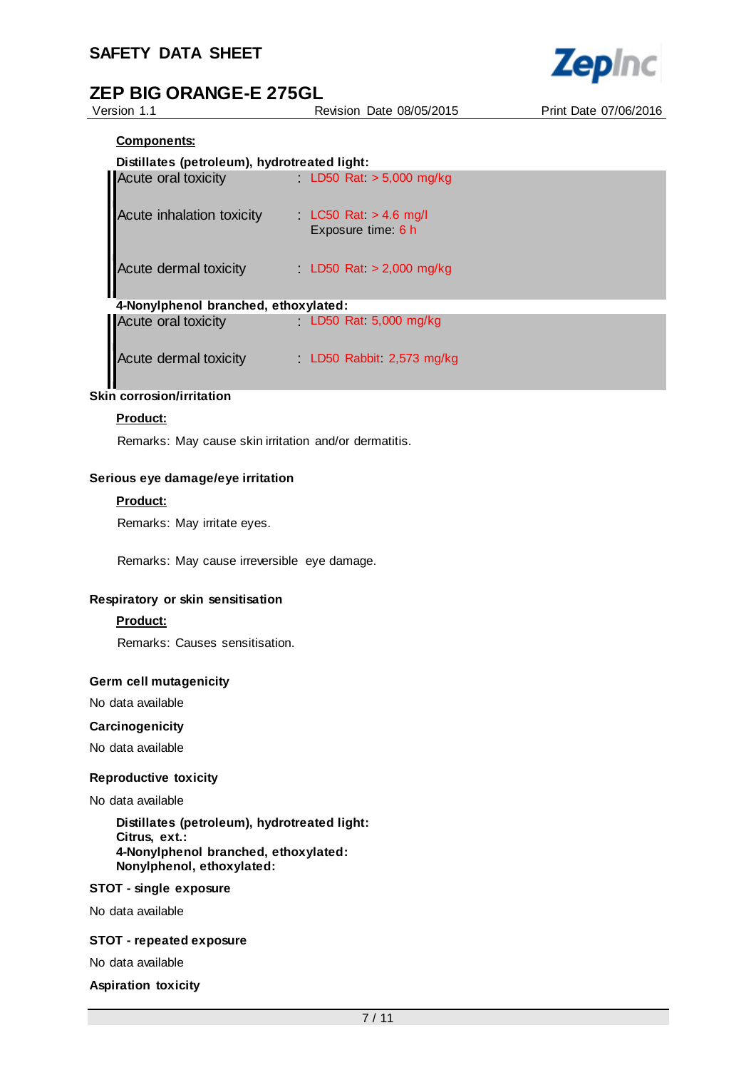**Components:**

**Distillates (petroleum), hydrotreated light:**

| | |
|---|---|
| Acute oral toxicity | : LD50 Rat: > 5,000 mg/kg |
| Acute inhalation toxicity | : LC50 Rat: > 4.6 mg/l<br>Exposure time: 6 h |
| Acute dermal toxicity | : LD50 Rat: > 2,000 mg/kg |

**4-Nonylphenol branched, ethoxylated:**

| | |
|---|---|
| Acute oral toxicity | : LD50 Rat: 5,000 mg/kg |
| Acute dermal toxicity | : LD50 Rabbit: 2,573 mg/kg |

### Skin corrosion/irritation

**Product:**

Remarks: May cause skin irritation and/or dermatitis.

### Serious eye damage/eye irritation

**Product:**

Remarks: May irritate eyes.

Remarks: May cause irreversible eye damage.

### Respiratory or skin sensitisation

**Product:**

Remarks: Causes sensitisation.

### Germ cell mutagenicity

No data available

### Carcinogenicity

No data available

### Reproductive toxicity

No data available

**Distillates (petroleum), hydrotreated light:**
**Citrus, ext.:**
**4-Nonylphenol branched, ethoxylated:**
**Nonylphenol, ethoxylated:**

### STOT - single exposure

No data available

### STOT - repeated exposure

No data available

### Aspiration toxicity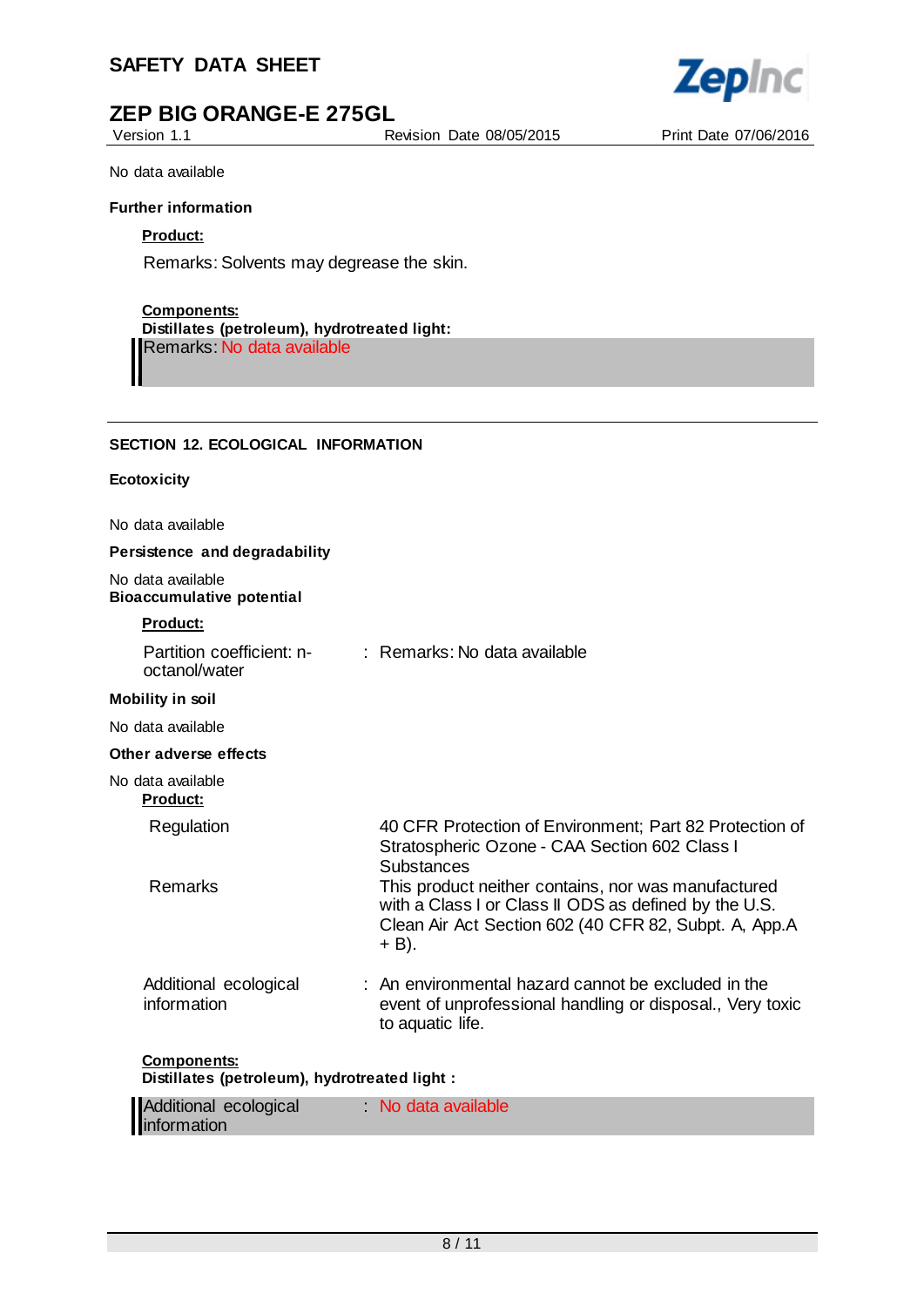No data available

**Further information**

**Product:**

Remarks: Solvents may degrease the skin.

**Components:**

**Distillates (petroleum), hydrotreated light:**

Remarks: No data available

## SECTION 12. ECOLOGICAL INFORMATION

**Ecotoxicity**

No data available

**Persistence and degradability**

No data available

**Bioaccumulative potential**

**Product:**

| | |
|---|---|
| Partition coefficient: n-octanol/water | : Remarks: No data available |

**Mobility in soil**

No data available

**Other adverse effects**

No data available

**Product:**

| | |
|---|---|
| Regulation | 40 CFR Protection of Environment; Part 82 Protection of Stratospheric Ozone - CAA Section 602 Class I Substances |
| Remarks | This product neither contains, nor was manufactured with a Class I or Class II ODS as defined by the U.S. Clean Air Act Section 602 (40 CFR 82, Subpt. A, App.A + B). |
| Additional ecological information | : An environmental hazard cannot be excluded in the event of unprofessional handling or disposal., Very toxic to aquatic life. |

**Components:**

**Distillates (petroleum), hydrotreated light :**

| | |
|---|---|
| Additional ecological information | : No data available |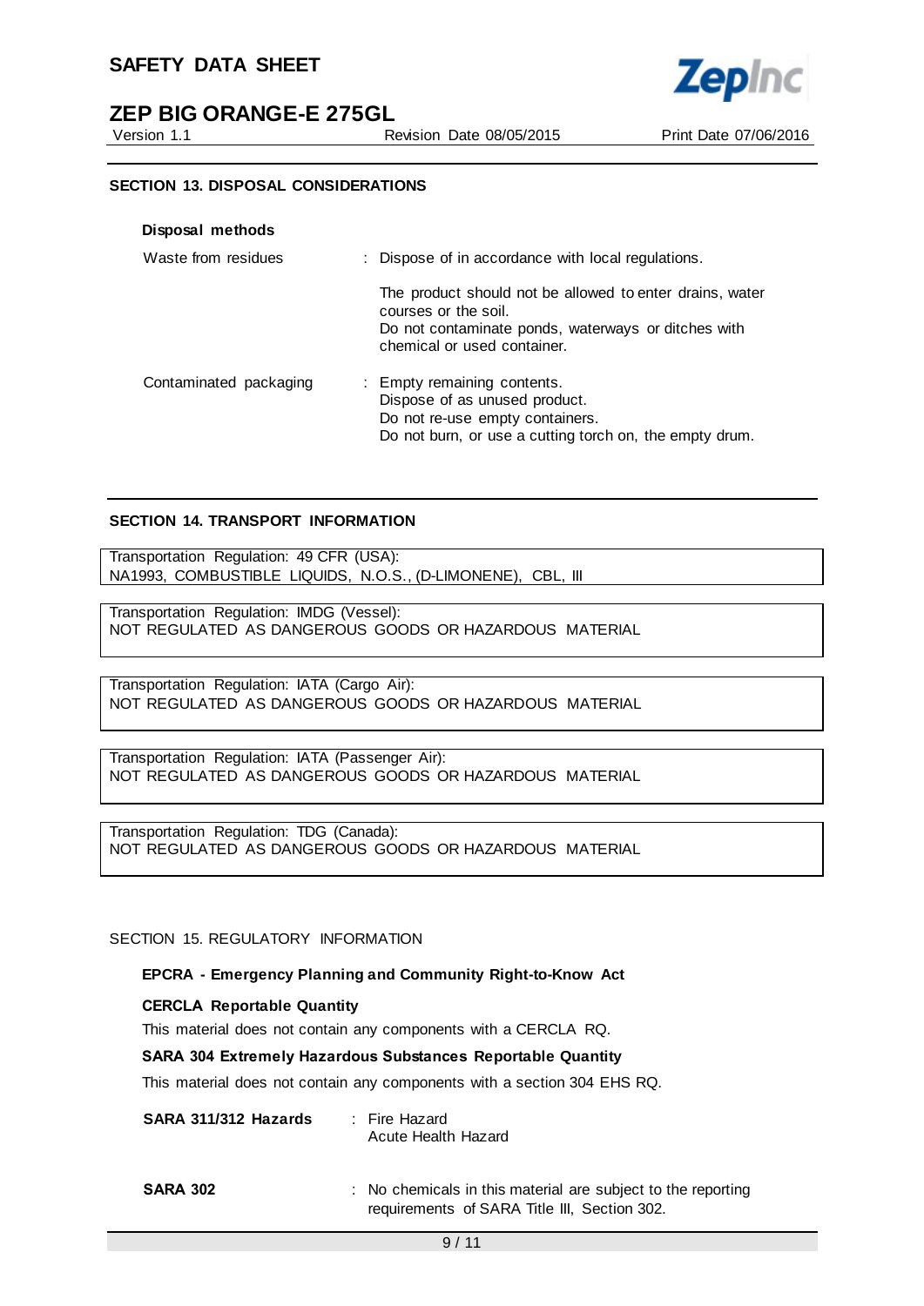## SECTION 13. DISPOSAL CONSIDERATIONS

**Disposal methods**

| | |
|---|---|
| Waste from residues | : Dispose of in accordance with local regulations.<br><br>The product should not be allowed to enter drains, water courses or the soil.<br>Do not contaminate ponds, waterways or ditches with chemical or used container. |
| Contaminated packaging | : Empty remaining contents.<br>Dispose of as unused product.<br>Do not re-use empty containers.<br>Do not burn, or use a cutting torch on, the empty drum. |

## SECTION 14. TRANSPORT INFORMATION

Transportation Regulation: 49 CFR (USA):
NA1993, COMBUSTIBLE LIQUIDS, N.O.S., (D-LIMONENE), CBL, III

Transportation Regulation: IMDG (Vessel):
NOT REGULATED AS DANGEROUS GOODS OR HAZARDOUS MATERIAL

Transportation Regulation: IATA (Cargo Air):
NOT REGULATED AS DANGEROUS GOODS OR HAZARDOUS MATERIAL

Transportation Regulation: IATA (Passenger Air):
NOT REGULATED AS DANGEROUS GOODS OR HAZARDOUS MATERIAL

Transportation Regulation: TDG (Canada):
NOT REGULATED AS DANGEROUS GOODS OR HAZARDOUS MATERIAL

## SECTION 15. REGULATORY INFORMATION

**EPCRA - Emergency Planning and Community Right-to-Know Act**

**CERCLA Reportable Quantity**

This material does not contain any components with a CERCLA RQ.

**SARA 304 Extremely Hazardous Substances Reportable Quantity**

This material does not contain any components with a section 304 EHS RQ.

| | |
|---|---|
| **SARA 311/312 Hazards** | : Fire Hazard<br>Acute Health Hazard |
| **SARA 302** | : No chemicals in this material are subject to the reporting requirements of SARA Title III, Section 302. |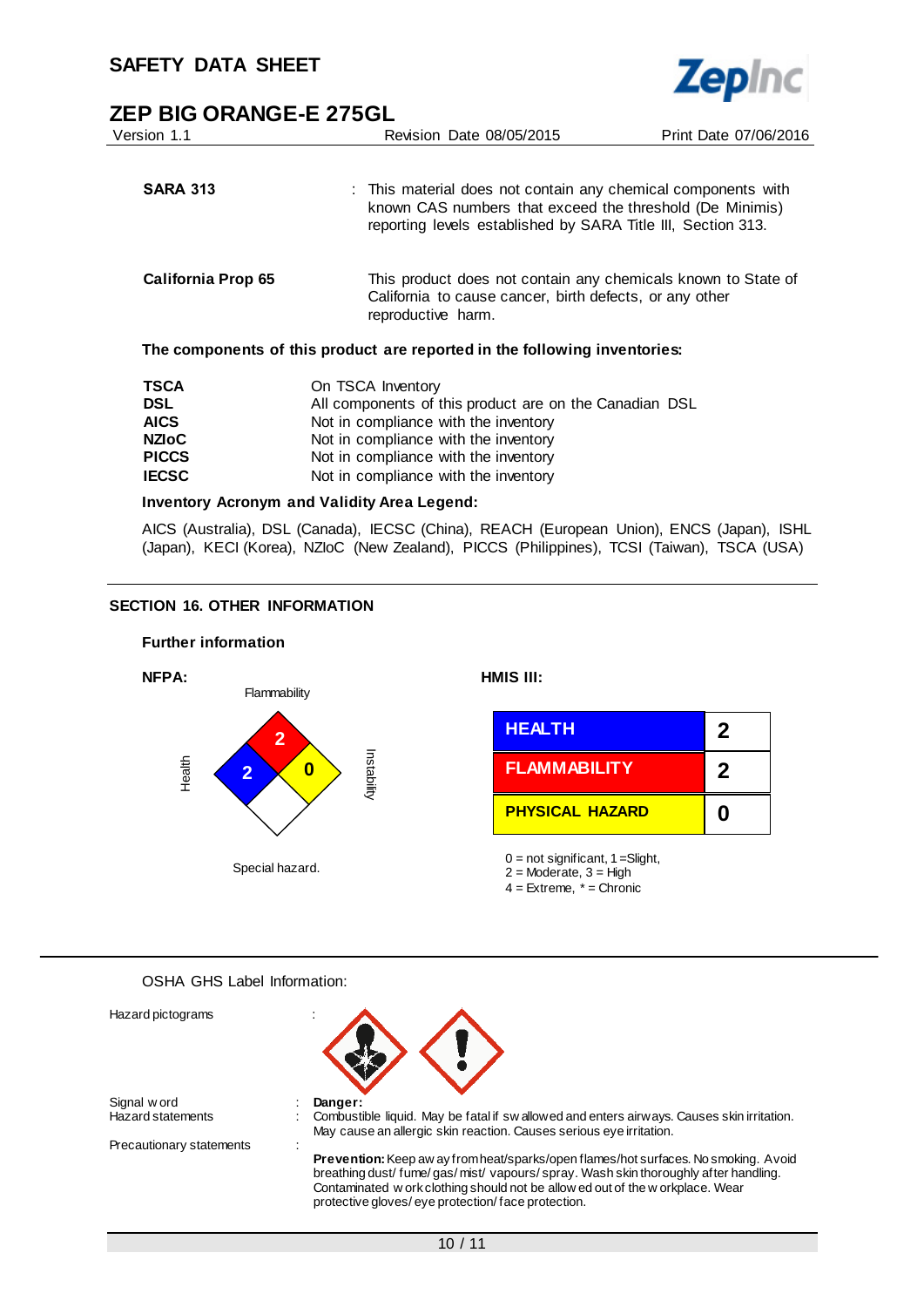**SARA 313** : This material does not contain any chemical components with known CAS numbers that exceed the threshold (De Minimis) reporting levels established by SARA Title III, Section 313.

**California Prop 65** This product does not contain any chemicals known to State of California to cause cancer, birth defects, or any other reproductive harm.

**The components of this product are reported in the following inventories:**

| | |
|---|---|
| **TSCA** | On TSCA Inventory |
| **DSL** | All components of this product are on the Canadian DSL |
| **AICS** | Not in compliance with the inventory |
| **NZIoC** | Not in compliance with the inventory |
| **PICCS** | Not in compliance with the inventory |
| **IECSC** | Not in compliance with the inventory |

**Inventory Acronym and Validity Area Legend:**

AICS (Australia), DSL (Canada), IECSC (China), REACH (European Union), ENCS (Japan), ISHL (Japan), KECI (Korea), NZIoC (New Zealand), PICCS (Philippines), TCSI (Taiwan), TSCA (USA)

## SECTION 16. OTHER INFORMATION

### Further information

**NFPA:**

- Flammability: 2
- Health: 2
- Instability: 0
- Special hazard.

**HMIS III:**

| | |
|---|---|
| HEALTH | 2 |
| FLAMMABILITY | 2 |
| PHYSICAL HAZARD | 0 |

0 = not significant, 1 =Slight,
2 = Moderate, 3 = High
4 = Extreme, * = Chronic

OSHA GHS Label Information:

Hazard pictograms :

Signal word : **Danger:**

Hazard statements : Combustible liquid. May be fatal if swallowed and enters airways. Causes skin irritation. May cause an allergic skin reaction. Causes serious eye irritation.

Precautionary statements :

**Prevention:** Keep away from heat/sparks/open flames/hot surfaces. No smoking. Avoid breathing dust/ fume/ gas/ mist/ vapours/ spray. Wash skin thoroughly after handling. Contaminated work clothing should not be allowed out of the workplace. Wear protective gloves/ eye protection/ face protection.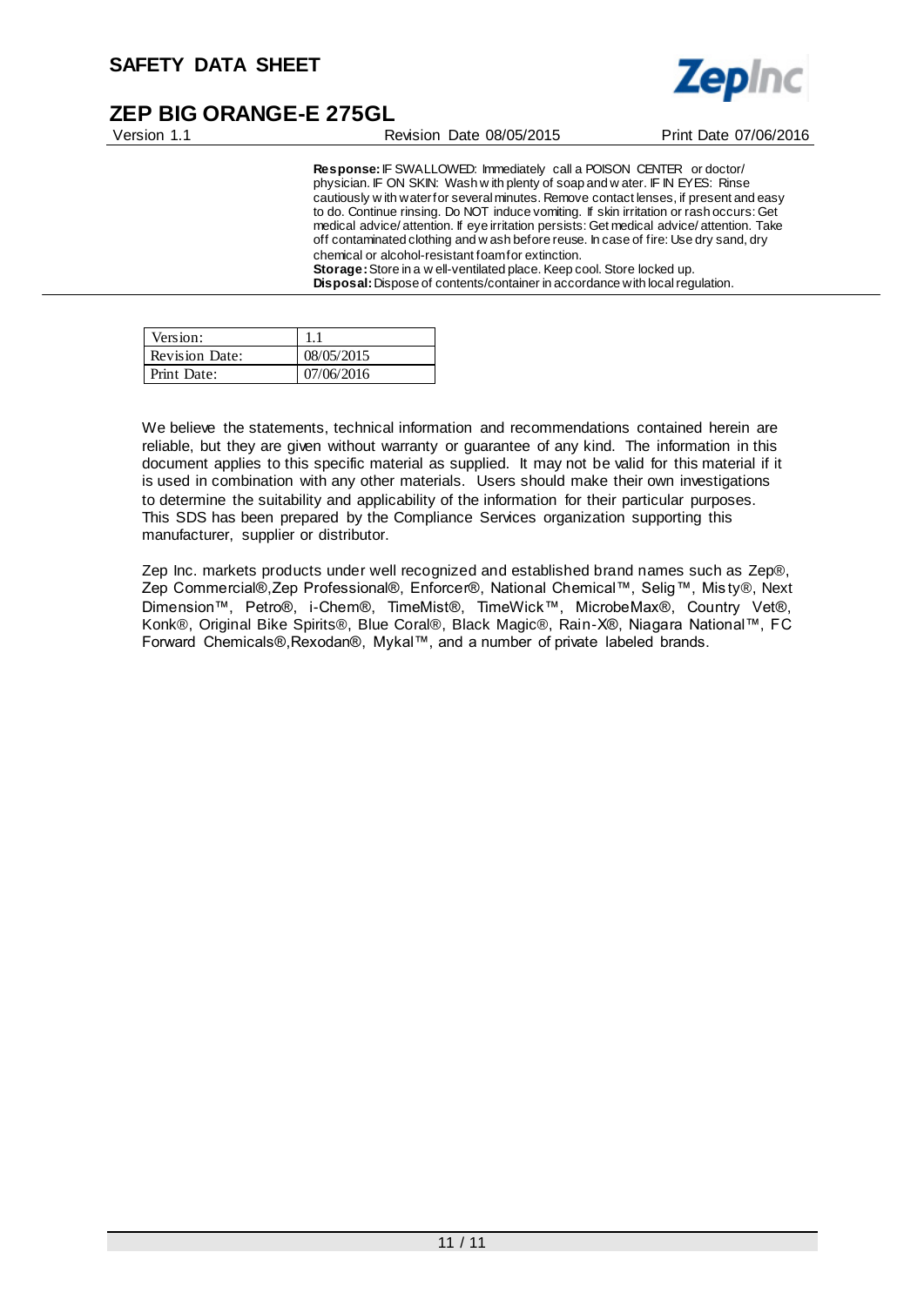**Response:** IF SWALLOWED: Immediately call a POISON CENTER or doctor/ physician. IF ON SKIN: Wash with plenty of soap and water. IF IN EYES: Rinse cautiously with water for several minutes. Remove contact lenses, if present and easy to do. Continue rinsing. Do NOT induce vomiting. If skin irritation or rash occurs: Get medical advice/ attention. If eye irritation persists: Get medical advice/ attention. Take off contaminated clothing and wash before reuse. In case of fire: Use dry sand, dry chemical or alcohol-resistant foam for extinction.
**Storage:** Store in a well-ventilated place. Keep cool. Store locked up.
**Disposal:** Dispose of contents/container in accordance with local regulation.

| | |
|---|---|
| Version: | 1.1 |
| Revision Date: | 08/05/2015 |
| Print Date: | 07/06/2016 |

We believe the statements, technical information and recommendations contained herein are reliable, but they are given without warranty or guarantee of any kind. The information in this document applies to this specific material as supplied. It may not be valid for this material if it is used in combination with any other materials. Users should make their own investigations to determine the suitability and applicability of the information for their particular purposes. This SDS has been prepared by the Compliance Services organization supporting this manufacturer, supplier or distributor.

Zep Inc. markets products under well recognized and established brand names such as Zep®, Zep Commercial®,Zep Professional®, Enforcer®, National Chemical™, Selig™, Misty®, Next Dimension™, Petro®, i-Chem®, TimeMist®, TimeWick™, MicrobeMax®, Country Vet®, Konk®, Original Bike Spirits®, Blue Coral®, Black Magic®, Rain-X®, Niagara National™, FC Forward Chemicals®,Rexodan®, Mykal™, and a number of private labeled brands.